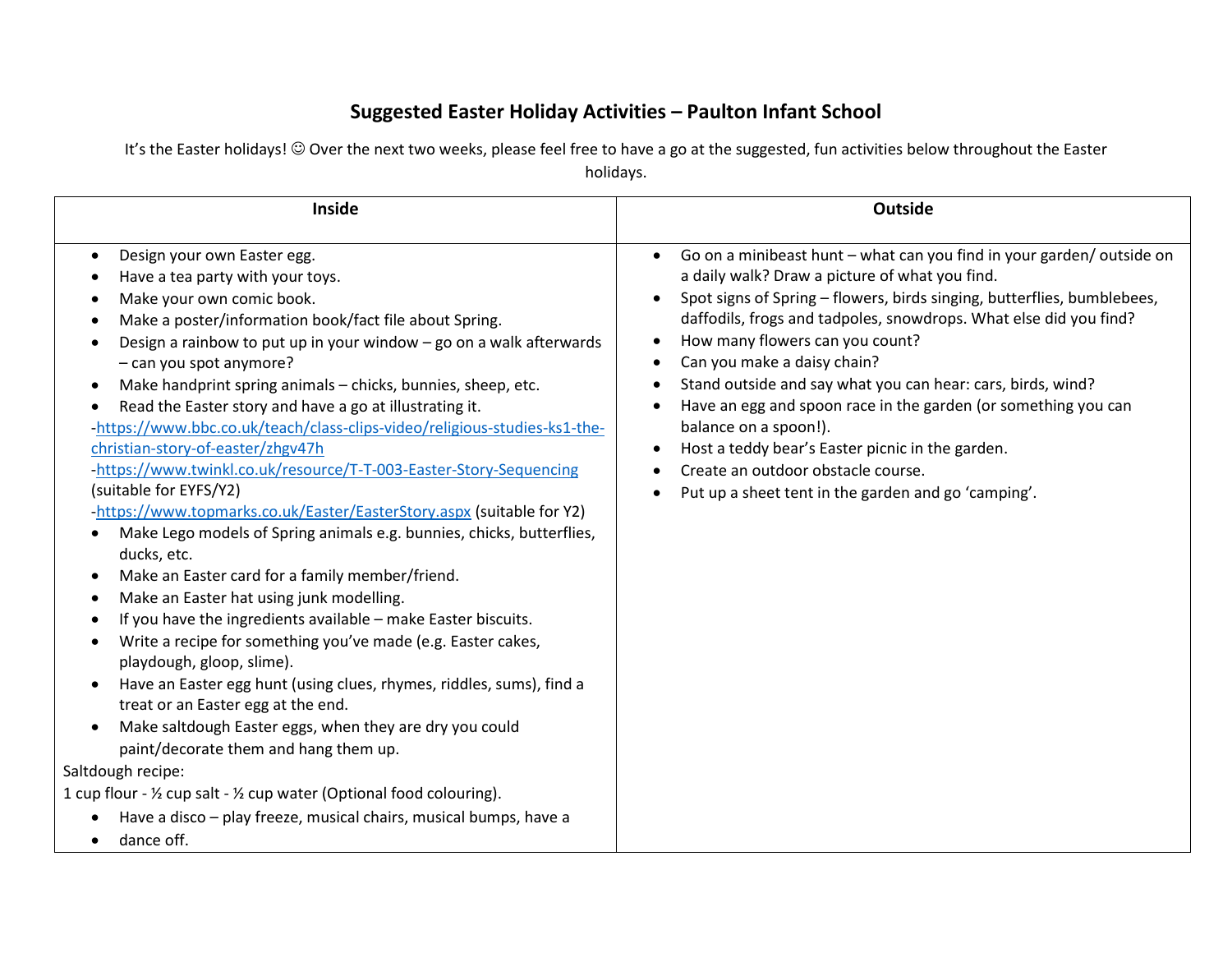# Suggested Easter Holiday Activities – Paulton Infant School

It's the Easter holidays! ☺ Over the next two weeks, please feel free to have a go at the suggested, fun activities below throughout the Easter holidays.

| Inside | Outside |
|---|---|
| • Design your own Easter egg.<br>• Have a tea party with your toys.<br>• Make your own comic book.<br>• Make a poster/information book/fact file about Spring.<br>• Design a rainbow to put up in your window – go on a walk afterwards – can you spot anymore?<br>• Make handprint spring animals – chicks, bunnies, sheep, etc.<br>• Read the Easter story and have a go at illustrating it.<br>-https://www.bbc.co.uk/teach/class-clips-video/religious-studies-ks1-the-christian-story-of-easter/zhgv47h<br>-https://www.twinkl.co.uk/resource/T-T-003-Easter-Story-Sequencing (suitable for EYFS/Y2)<br>-https://www.topmarks.co.uk/Easter/EasterStory.aspx (suitable for Y2)<br>• Make Lego models of Spring animals e.g. bunnies, chicks, butterflies, ducks, etc.<br>• Make an Easter card for a family member/friend.<br>• Make an Easter hat using junk modelling.<br>• If you have the ingredients available – make Easter biscuits.<br>• Write a recipe for something you've made (e.g. Easter cakes, playdough, gloop, slime).<br>• Have an Easter egg hunt (using clues, rhymes, riddles, sums), find a treat or an Easter egg at the end.<br>• Make saltdough Easter eggs, when they are dry you could paint/decorate them and hang them up.<br>Saltdough recipe:<br>1 cup flour - ½ cup salt - ½ cup water (Optional food colouring).<br>• Have a disco – play freeze, musical chairs, musical bumps, have a<br>• dance off. | • Go on a minibeast hunt – what can you find in your garden/ outside on a daily walk? Draw a picture of what you find.<br>• Spot signs of Spring – flowers, birds singing, butterflies, bumblebees, daffodils, frogs and tadpoles, snowdrops. What else did you find?<br>• How many flowers can you count?<br>• Can you make a daisy chain?<br>• Stand outside and say what you can hear: cars, birds, wind?<br>• Have an egg and spoon race in the garden (or something you can balance on a spoon!).<br>• Host a teddy bear's Easter picnic in the garden.<br>• Create an outdoor obstacle course.<br>• Put up a sheet tent in the garden and go 'camping'. |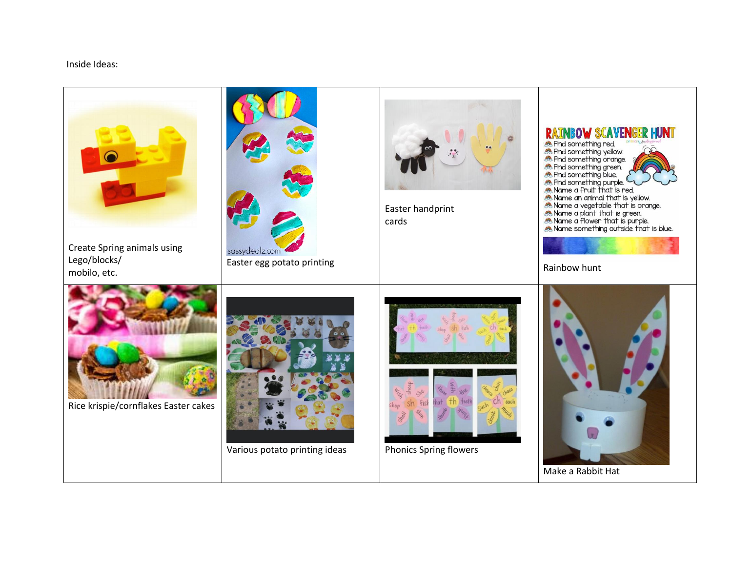Inside Ideas:

| | | | |
|---|---|---|---|
| Create Spring animals using Lego/blocks/ mobilo, etc. | Easter egg potato printing | Easter handprint cards | Rainbow hunt |
| Rice krispie/cornflakes Easter cakes | Various potato printing ideas | Phonics Spring flowers | Make a Rabbit Hat |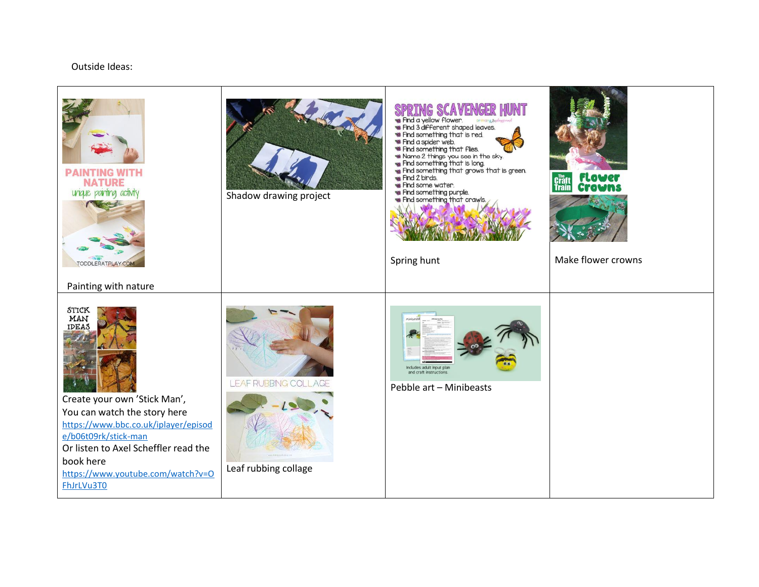Outside Ideas:

| | | | |
|---|---|---|---|
| PAINTING WITH NATURE unique painting activity TODDLERATPLAY.COM Painting with nature | Shadow drawing project | SPRING SCAVENGER HUNT<br>Find a yellow flower.<br>Find 3 different shaped leaves.<br>Find something that is red.<br>Find a spider web.<br>Find something that flies.<br>Name 2 things you see in the sky.<br>Find something that is long.<br>Find something that grows that is green.<br>Find 2 birds.<br>Find some water.<br>Find something purple.<br>Find something that crawls.<br>Spring hunt | The Craft Train Flower Crowns<br>Make flower crowns |
| STICK MAN IDEAS<br>Create your own 'Stick Man',<br>You can watch the story here<br>https://www.bbc.co.uk/iplayer/episode/b06t09rk/stick-man<br>Or listen to Axel Scheffler read the book here<br>https://www.youtube.com/watch?v=OFhJrLVu3T0 | LEAF RUBBING COLLAGE<br>Leaf rubbing collage | Includes adult input plan and craft instructions.<br>Pebble art – Minibeasts | |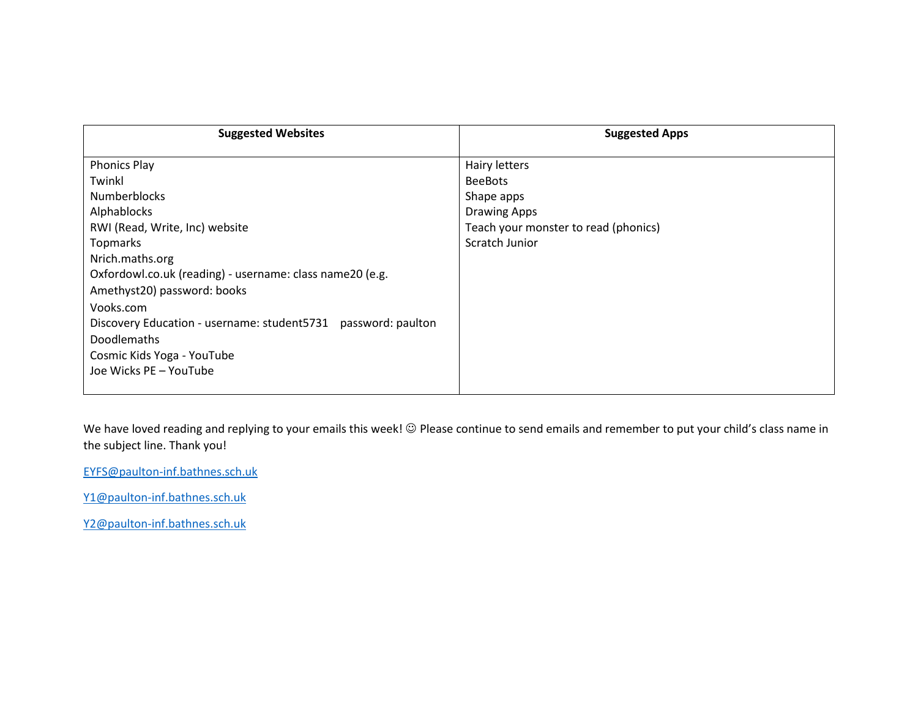| Suggested Websites | Suggested Apps |
|---|---|
| Phonics Play<br>Twinkl<br>Numberblocks<br>Alphablocks<br>RWI (Read, Write, Inc) website<br>Topmarks<br>Nrich.maths.org<br>Oxfordowl.co.uk (reading) - username: class name20 (e.g. Amethyst20) password: books<br>Vooks.com<br>Discovery Education - username: student5731 password: paulton<br>Doodlemaths<br>Cosmic Kids Yoga - YouTube<br>Joe Wicks PE – YouTube | Hairy letters<br>BeeBots<br>Shape apps<br>Drawing Apps<br>Teach your monster to read (phonics)<br>Scratch Junior |

We have loved reading and replying to your emails this week! ☺ Please continue to send emails and remember to put your child's class name in the subject line. Thank you!

EYFS@paulton-inf.bathnes.sch.uk

Y1@paulton-inf.bathnes.sch.uk

Y2@paulton-inf.bathnes.sch.uk